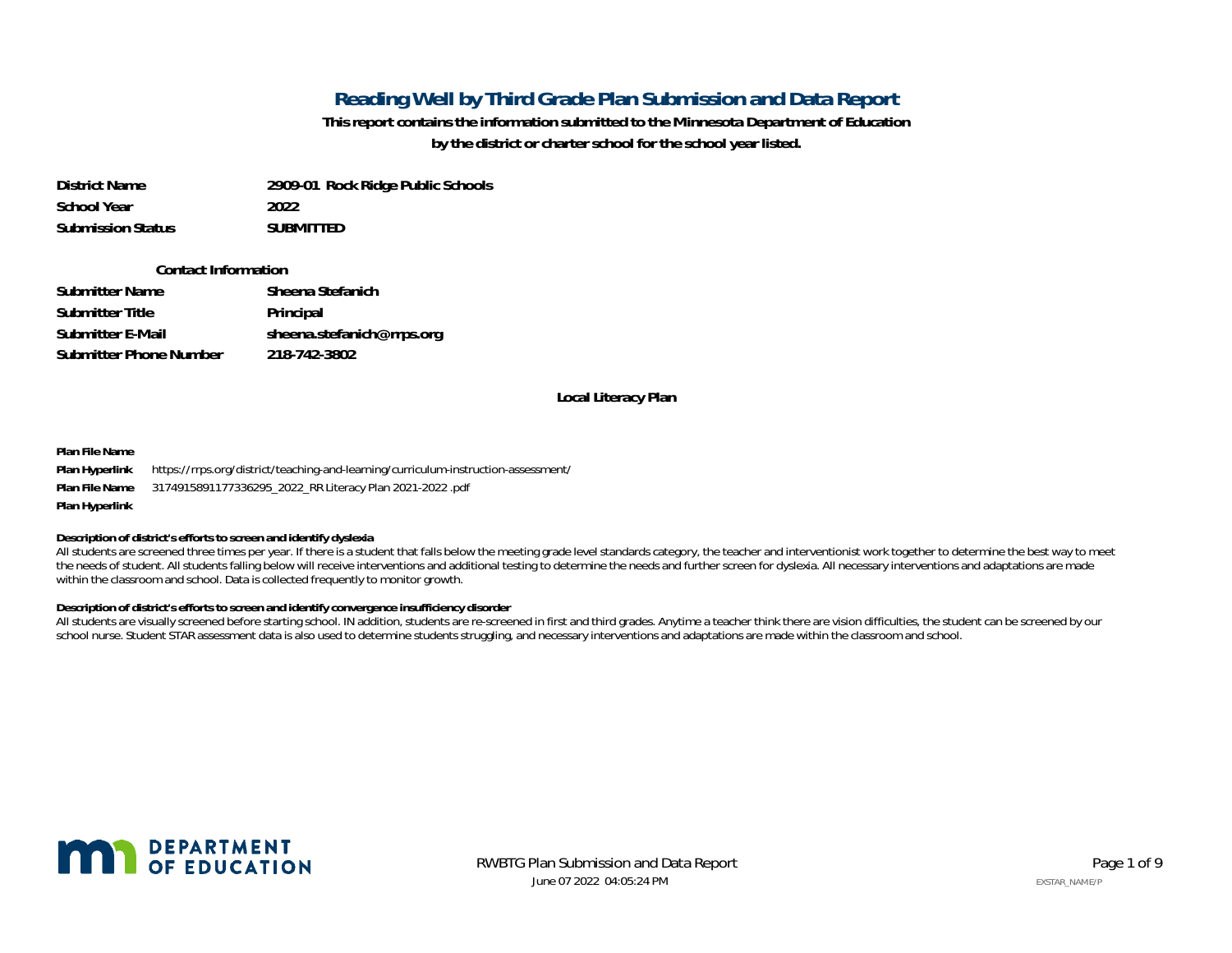# Reading Well by Third Grade Plan Submission and Data Report

**This report contains the information submitted to the Minnesota Department of Education by the district or charter school for the school year listed.**

| | |
|---|---|
| **District Name** | **2909-01 Rock Ridge Public Schools** |
| **School Year** | **2022** |
| **Submission Status** | **SUBMITTED** |

**Contact Information**

| | |
|---|---|
| **Submitter Name** | **Sheena Stefanich** |
| **Submitter Title** | **Principal** |
| **Submitter E-Mail** | **sheena.stefanich@rrps.org** |
| **Submitter Phone Number** | **218-742-3802** |

## Local Literacy Plan

**Plan File Name**

**Plan Hyperlink** https://rrps.org/district/teaching-and-learning/curriculum-instruction-assessment/

**Plan File Name** 3174915891177336295_2022_RR Literacy Plan 2021-2022 .pdf

**Plan Hyperlink**

**Description of district's efforts to screen and identify dyslexia**

All students are screened three times per year. If there is a student that falls below the meeting grade level standards category, the teacher and interventionist work together to determine the best way to meet the needs of student. All students falling below will receive interventions and additional testing to determine the needs and further screen for dyslexia. All necessary interventions and adaptations are made within the classroom and school. Data is collected frequently to monitor growth.

**Description of district's efforts to screen and identify convergence insufficiency disorder**

All students are visually screened before starting school. IN addition, students are re-screened in first and third grades. Anytime a teacher think there are vision difficulties, the student can be screened by our school nurse. Student STAR assessment data is also used to determine students struggling, and necessary interventions and adaptations are made within the classroom and school.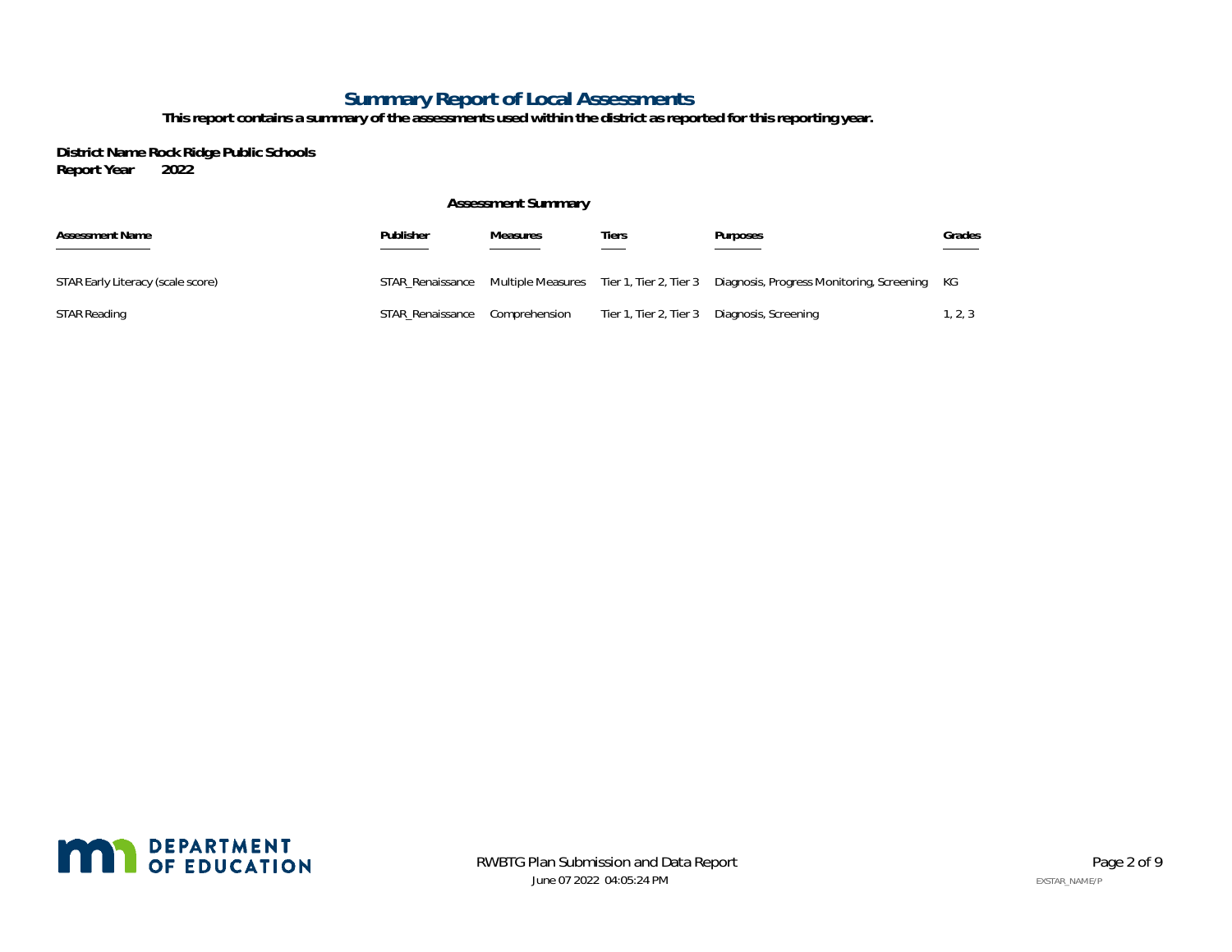# Summary Report of Local Assessments

**This report contains a summary of the assessments used within the district as reported for this reporting year.**

**District Name** **Rock Ridge Public Schools**
**Report Year** **2022**

### Assessment Summary

| Assessment Name | Publisher | Measures | Tiers | Purposes | Grades |
|---|---|---|---|---|---|
| STAR Early Literacy (scale score) | STAR_Renaissance | Multiple Measures | Tier 1, Tier 2, Tier 3 | Diagnosis, Progress Monitoring, Screening | KG |
| STAR Reading | STAR_Renaissance | Comprehension | Tier 1, Tier 2, Tier 3 | Diagnosis, Screening | 1, 2, 3 |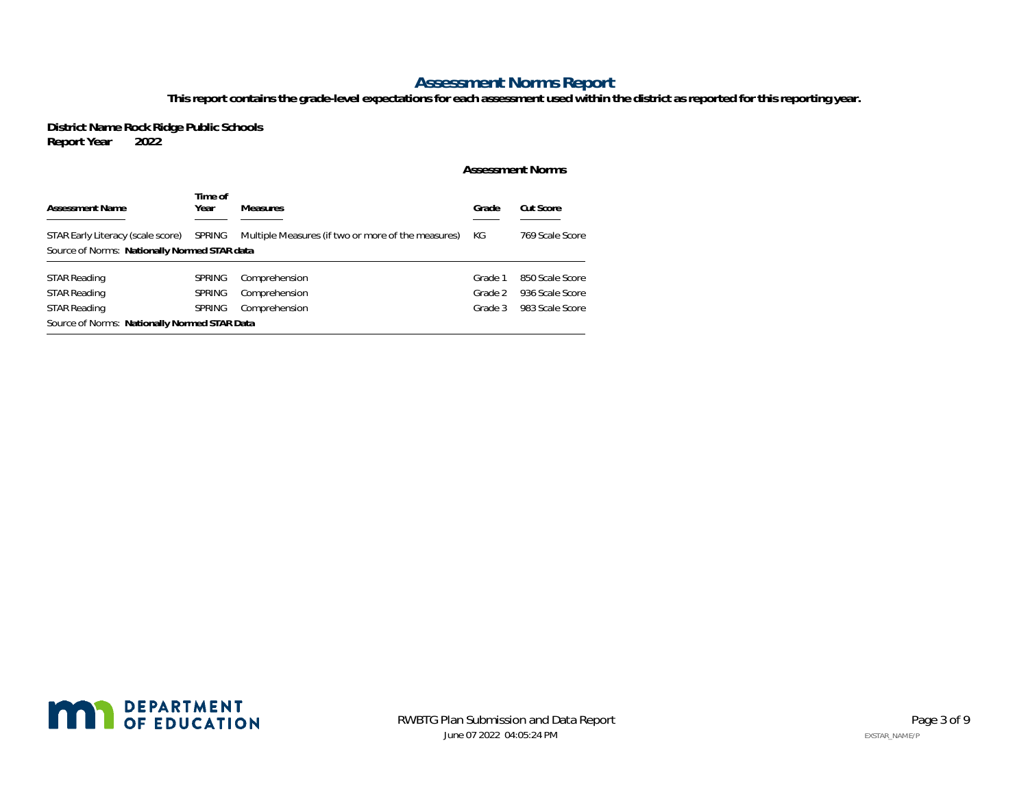# Assessment Norms Report

**This report contains the grade-level expectations for each assessment used within the district as reported for this reporting year.**

**District Name** **Rock Ridge Public Schools**
**Report Year** **2022**

| Assessment Name | Time of Year | Measures | Grade | Cut Score |
|---|---|---|---|---|
| | | | **Assessment Norms** | |
| STAR Early Literacy (scale score) | SPRING | Multiple Measures (if two or more of the measures) | KG | 769 Scale Score |
| Source of Norms: **Nationally Normed STAR data** | | | | |
| STAR Reading | SPRING | Comprehension | Grade 1 | 850 Scale Score |
| STAR Reading | SPRING | Comprehension | Grade 2 | 936 Scale Score |
| STAR Reading | SPRING | Comprehension | Grade 3 | 983 Scale Score |
| Source of Norms: **Nationally Normed STAR Data** | | | | |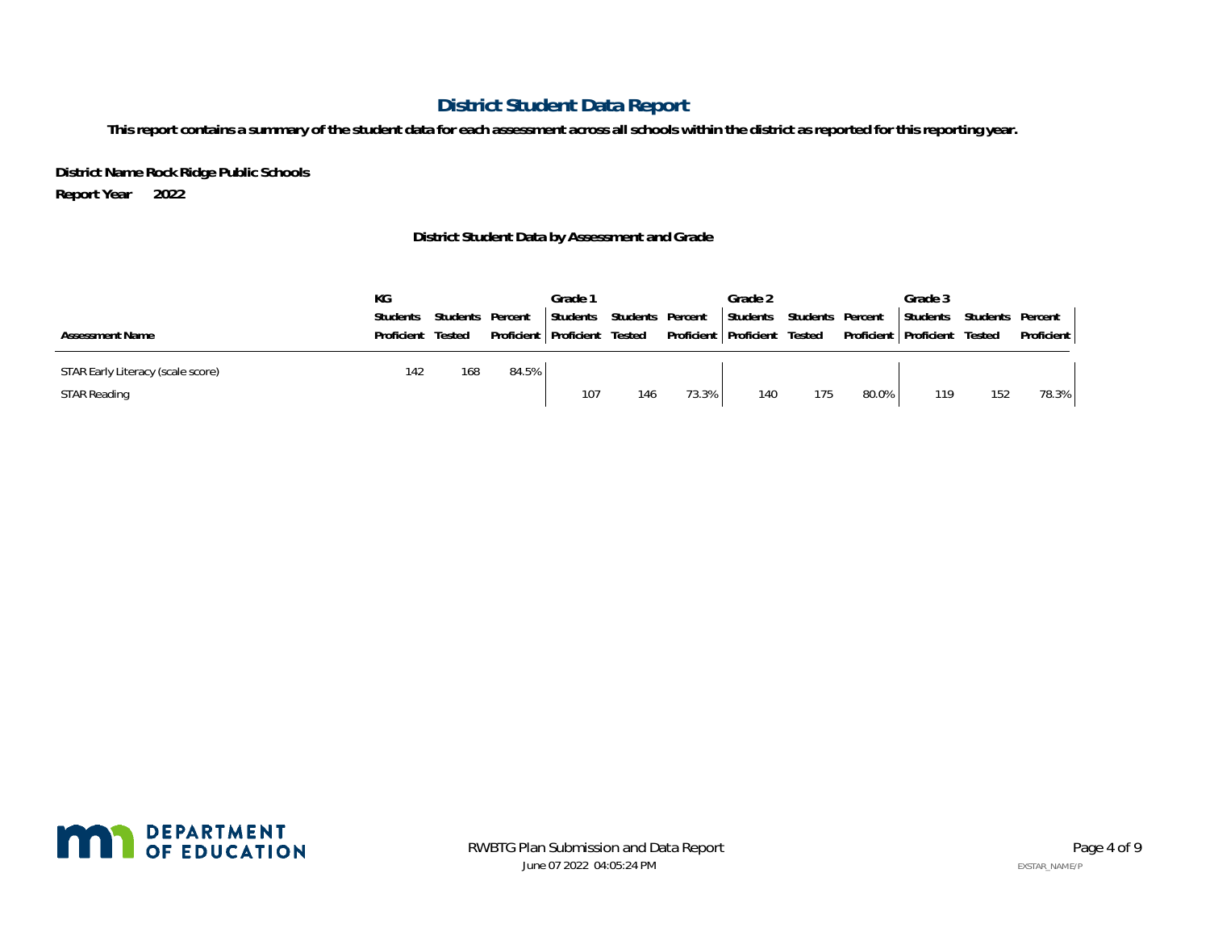# District Student Data Report

**This report contains a summary of the student data for each assessment across all schools within the district as reported for this reporting year.**

**District Name** **Rock Ridge Public Schools**

**Report Year** **2022**

**District Student Data by Assessment and Grade**

| | KG | | | Grade 1 | | | Grade 2 | | | Grade 3 | | |
|---|---|---|---|---|---|---|---|---|---|---|---|---|
| Assessment Name | Students Proficient | Students Tested | Percent Proficient | Students Proficient | Students Tested | Percent Proficient | Students Proficient | Students Tested | Percent Proficient | Students Proficient | Students Tested | Percent Proficient |
| STAR Early Literacy (scale score) | 142 | 168 | 84.5% | | | | | | | | | |
| STAR Reading | | | | 107 | 146 | 73.3% | 140 | 175 | 80.0% | 119 | 152 | 78.3% |

RWBTG Plan Submission and Data Report

June 07 2022 04:05:24 PM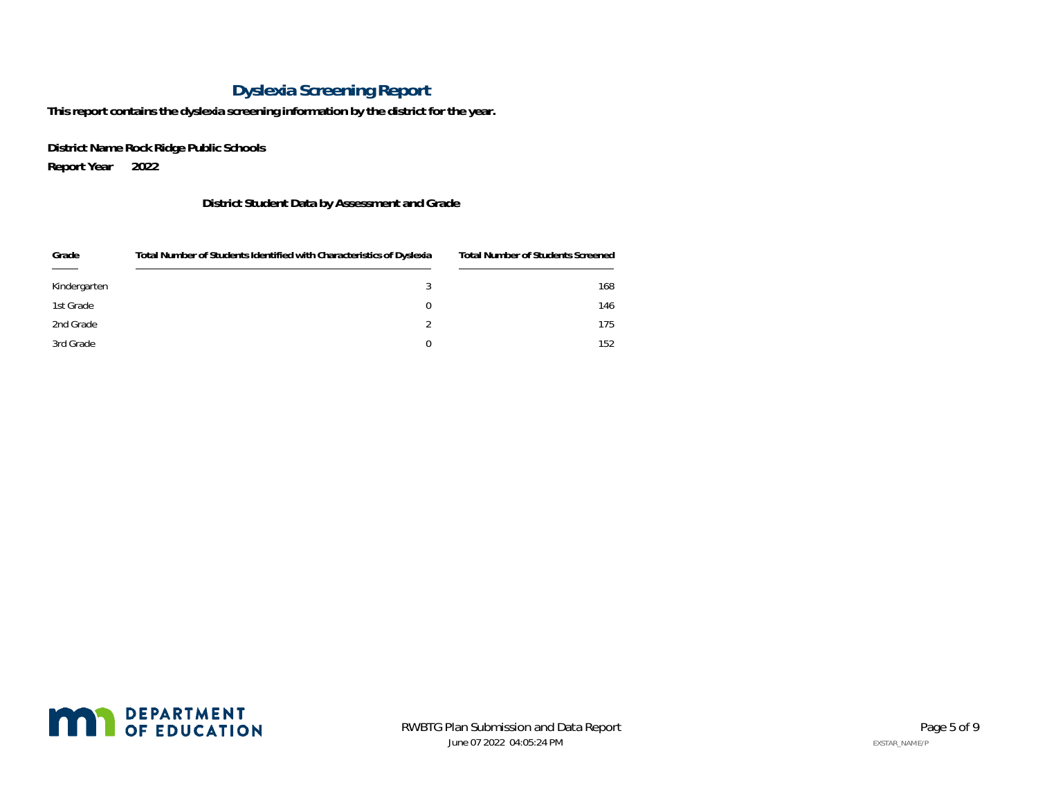# Dyslexia Screening Report

**This report contains the dyslexia screening information by the district for the year.**

**District Name Rock Ridge Public Schools**

**Report Year 2022**

### District Student Data by Assessment and Grade

| Grade | Total Number of Students Identified with Characteristics of Dyslexia | Total Number of Students Screened |
|---|---|---|
| Kindergarten | 3 | 168 |
| 1st Grade | 0 | 146 |
| 2nd Grade | 2 | 175 |
| 3rd Grade | 0 | 152 |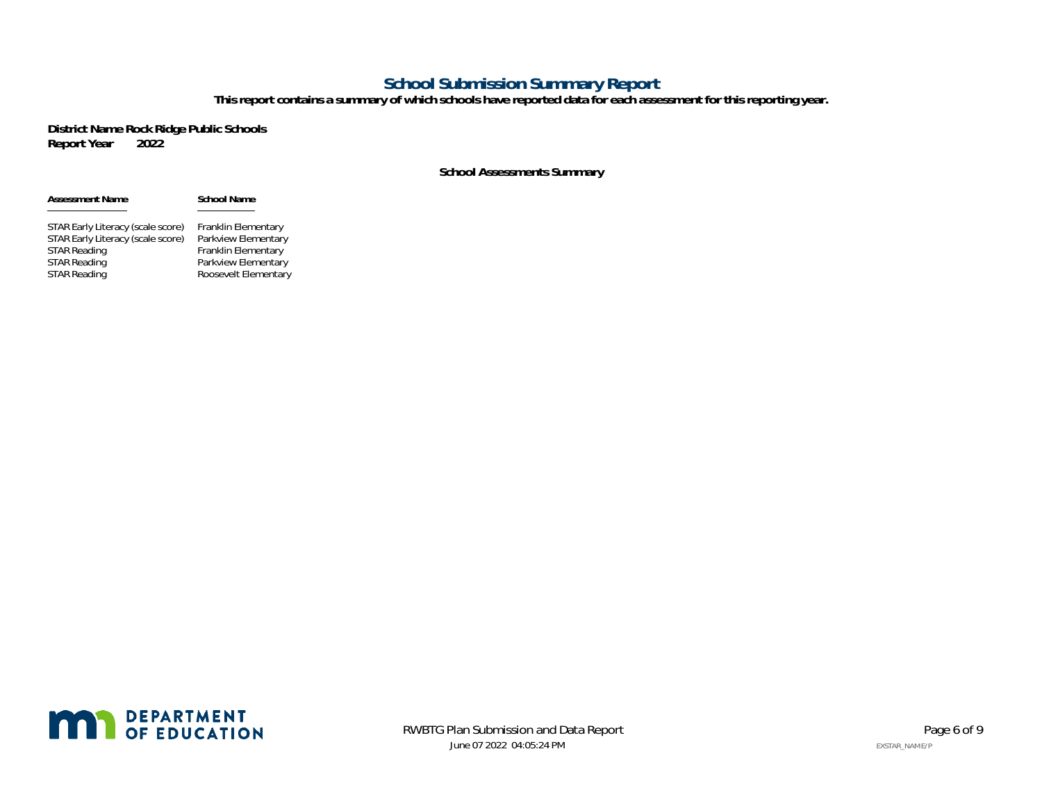# School Submission Summary Report

**This report contains a summary of which schools have reported data for each assessment for this reporting year.**

**District Name** **Rock Ridge Public Schools**
**Report Year** **2022**

### School Assessments Summary

| Assessment Name | School Name |
|---|---|
| STAR Early Literacy (scale score) | Franklin Elementary |
| STAR Early Literacy (scale score) | Parkview Elementary |
| STAR Reading | Franklin Elementary |
| STAR Reading | Parkview Elementary |
| STAR Reading | Roosevelt Elementary |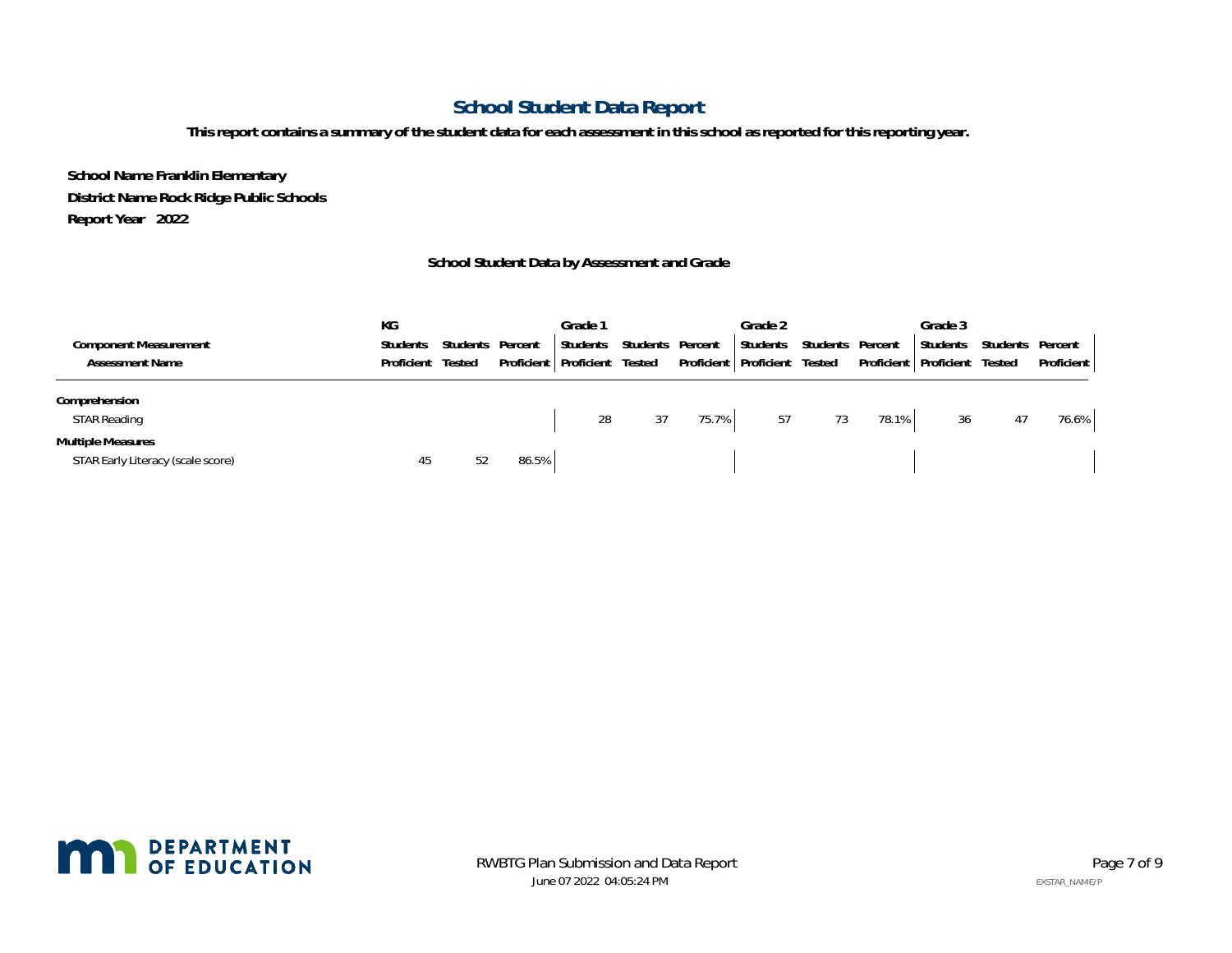# School Student Data Report

**This report contains a summary of the student data for each assessment in this school as reported for this reporting year.**

**School Name Franklin Elementary**

**District Name Rock Ridge Public Schools**

**Report Year 2022**

### School Student Data by Assessment and Grade

| Component Measurement<br>Assessment Name | KG<br>Students Proficient | <br>Students Tested | <br>Percent Proficient | Grade 1<br>Students Proficient | <br>Students Tested | <br>Percent Proficient | Grade 2<br>Students Proficient | <br>Students Tested | <br>Percent Proficient | Grade 3<br>Students Proficient | <br>Students Tested | <br>Percent Proficient |
|---|---|---|---|---|---|---|---|---|---|---|---|---|
| **Comprehension** | | | | | | | | | | | | |
| STAR Reading | | | | 28 | 37 | 75.7% | 57 | 73 | 78.1% | 36 | 47 | 76.6% |
| **Multiple Measures** | | | | | | | | | | | | |
| STAR Early Literacy (scale score) | 45 | 52 | 86.5% | | | | | | | | | |

DEPARTMENT OF EDUCATION

RWBTG Plan Submission and Data Report

June 07 2022 04:05:24 PM

EXSTAR_NAME/P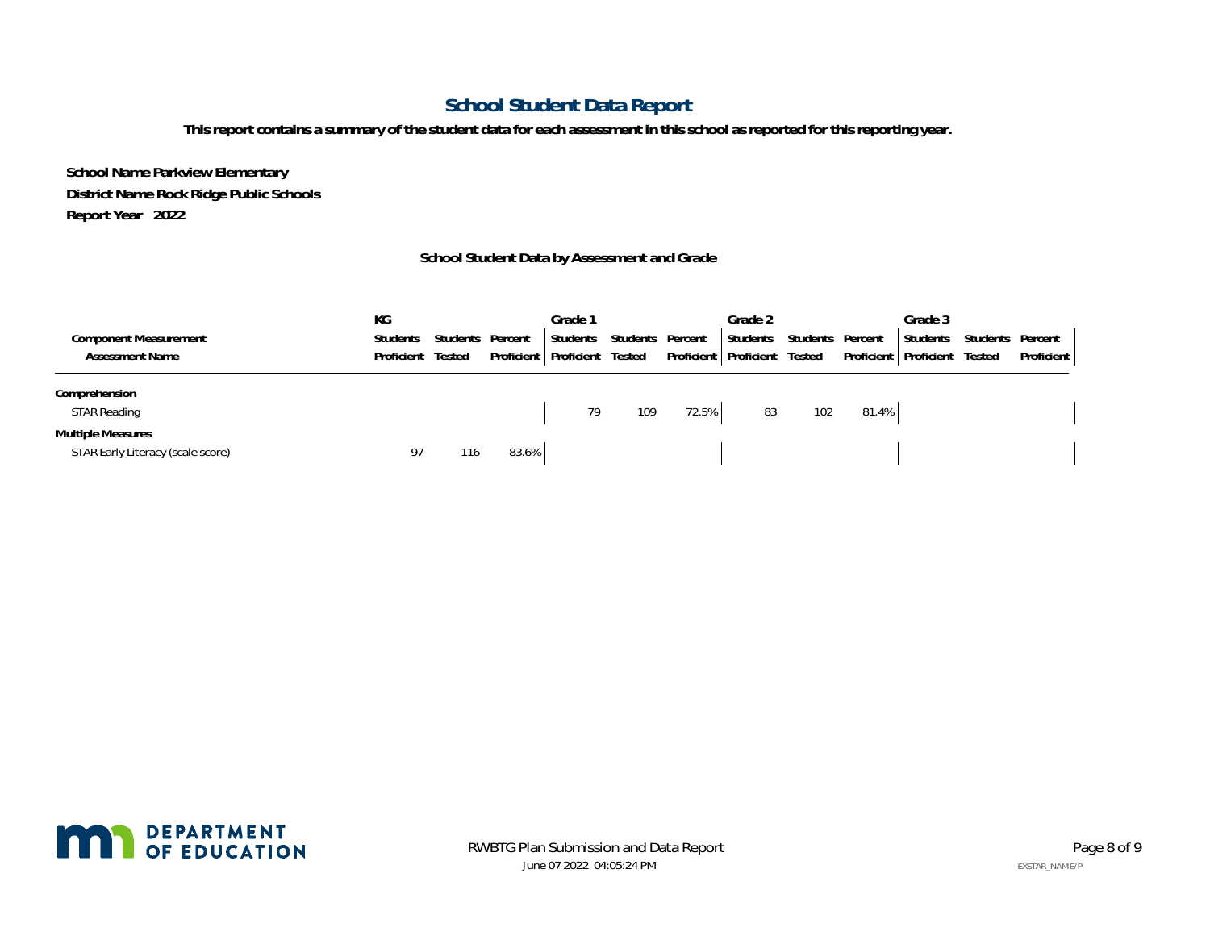# School Student Data Report

**This report contains a summary of the student data for each assessment in this school as reported for this reporting year.**

**School Name Parkview Elementary**

**District Name Rock Ridge Public Schools**

**Report Year 2022**

### School Student Data by Assessment and Grade

| Component Measurement / Assessment Name | KG | | | Grade 1 | | | Grade 2 | | | Grade 3 | | |
|---|---|---|---|---|---|---|---|---|---|---|---|---|
| | Students Proficient | Students Tested | Percent Proficient | Students Proficient | Students Tested | Percent Proficient | Students Proficient | Students Tested | Percent Proficient | Students Proficient | Students Tested | Percent Proficient |
| **Comprehension** | | | | | | | | | | | | |
| STAR Reading | | | | 79 | 109 | 72.5% | 83 | 102 | 81.4% | | | |
| **Multiple Measures** | | | | | | | | | | | | |
| STAR Early Literacy (scale score) | 97 | 116 | 83.6% | | | | | | | | | |

RWBTG Plan Submission and Data Report
June 07 2022 04:05:24 PM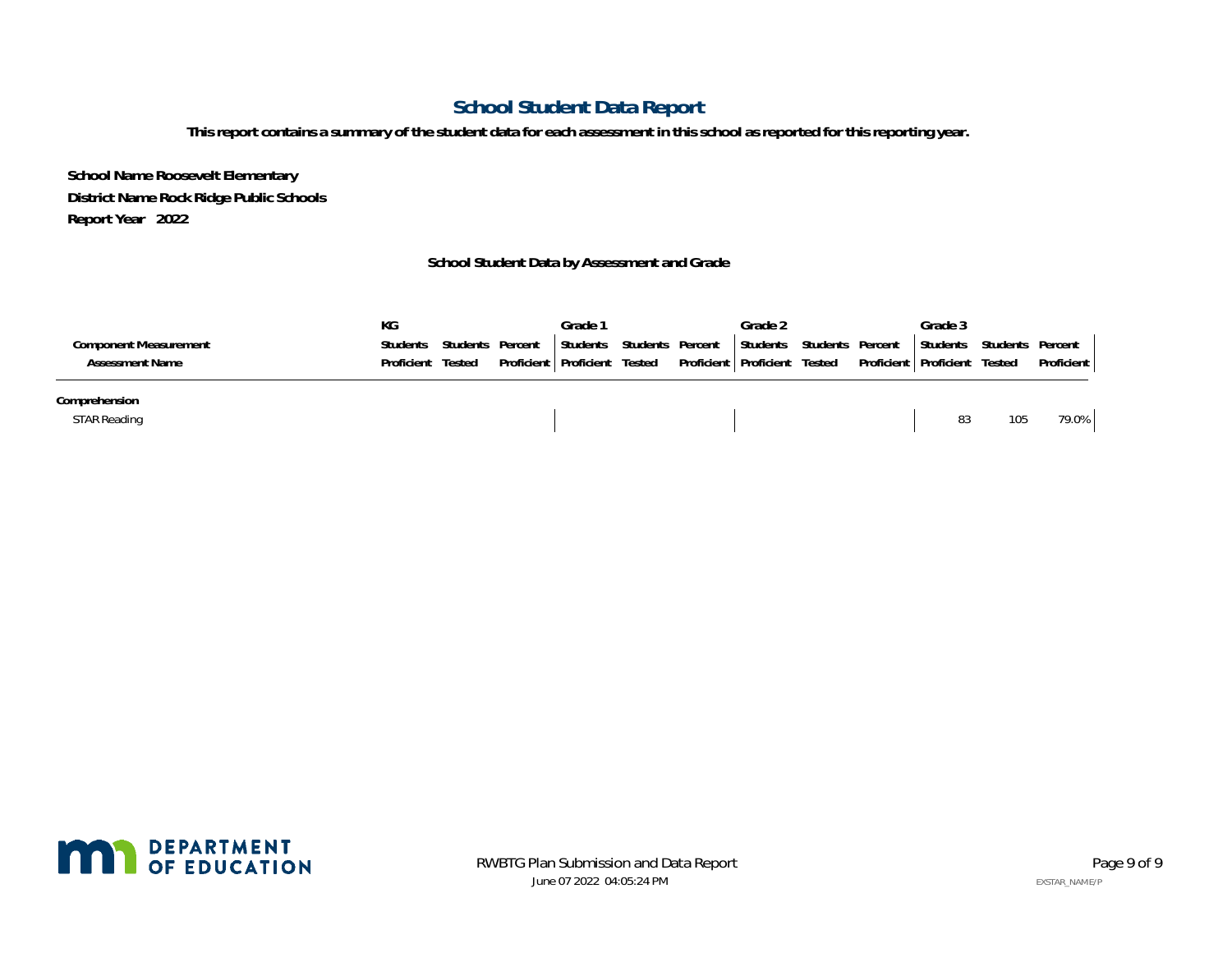# School Student Data Report

**This report contains a summary of the student data for each assessment in this school as reported for this reporting year.**

**School Name Roosevelt Elementary**

**District Name Rock Ridge Public Schools**

**Report Year 2022**

**School Student Data by Assessment and Grade**

| Component Measurement / Assessment Name | KG Students Proficient | KG Students Tested | KG Percent Proficient | Grade 1 Students Proficient | Grade 1 Students Tested | Grade 1 Percent Proficient | Grade 2 Students Proficient | Grade 2 Students Tested | Grade 2 Percent Proficient | Grade 3 Students Proficient | Grade 3 Students Tested | Grade 3 Percent Proficient |
|---|---|---|---|---|---|---|---|---|---|---|---|---|
| **Comprehension** | | | | | | | | | | | | |
| STAR Reading | | | | | | | | | | 83 | 105 | 79.0% |

RWBTG Plan Submission and Data Report

June 07 2022 04:05:24 PM

EXSTAR_NAME/P